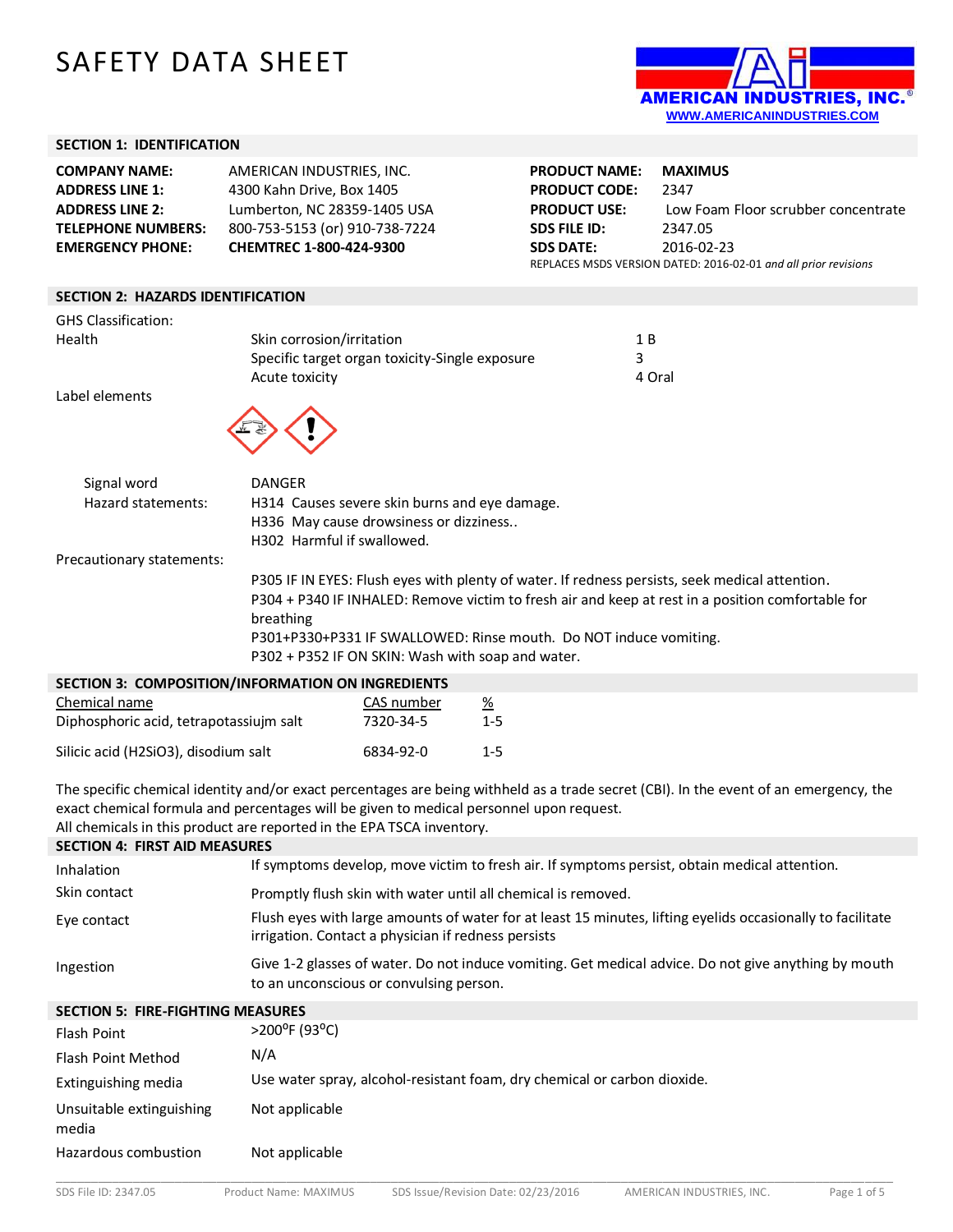# SAFETY DATA SHEET

AMERICAN INDUSTRIES, INC.®
WWW.AMERICANINDUSTRIES.COM

## SECTION 1: IDENTIFICATION

| | |
|---|---|
| **COMPANY NAME:** | AMERICAN INDUSTRIES, INC. |
| **ADDRESS LINE 1:** | 4300 Kahn Drive, Box 1405 |
| **ADDRESS LINE 2:** | Lumberton, NC 28359-1405 USA |
| **TELEPHONE NUMBERS:** | 800-753-5153 (or) 910-738-7224 |
| **EMERGENCY PHONE:** | **CHEMTREC 1-800-424-9300** |

| | |
|---|---|
| **PRODUCT NAME:** | **MAXIMUS** |
| **PRODUCT CODE:** | 2347 |
| **PRODUCT USE:** | Low Foam Floor scrubber concentrate |
| **SDS FILE ID:** | 2347.05 |
| **SDS DATE:** | 2016-02-23 |

REPLACES MSDS VERSION DATED: 2016-02-01 *and all prior revisions*

## SECTION 2: HAZARDS IDENTIFICATION

GHS Classification:

| | | |
|---|---|---|
| Health | Skin corrosion/irritation | 1 B |
| | Specific target organ toxicity-Single exposure | 3 |
| | Acute toxicity | 4 Oral |

Label elements

Signal word: DANGER

Hazard statements:
- H314 Causes severe skin burns and eye damage.
- H336 May cause drowsiness or dizziness..
- H302 Harmful if swallowed.

Precautionary statements:
- P305 IF IN EYES: Flush eyes with plenty of water. If redness persists, seek medical attention.
- P304 + P340 IF INHALED: Remove victim to fresh air and keep at rest in a position comfortable for breathing
- P301+P330+P331 IF SWALLOWED: Rinse mouth. Do NOT induce vomiting.
- P302 + P352 IF ON SKIN: Wash with soap and water.

## SECTION 3: COMPOSITION/INFORMATION ON INGREDIENTS

| Chemical name | CAS number | % |
|---|---|---|
| Diphosphoric acid, tetrapotassiujm salt | 7320-34-5 | 1-5 |
| Silicic acid ($H_2SiO_3$), disodium salt | 6834-92-0 | 1-5 |

The specific chemical identity and/or exact percentages are being withheld as a trade secret (CBI). In the event of an emergency, the exact chemical formula and percentages will be given to medical personnel upon request.
All chemicals in this product are reported in the EPA TSCA inventory.

## SECTION 4: FIRST AID MEASURES

| | |
|---|---|
| Inhalation | If symptoms develop, move victim to fresh air. If symptoms persist, obtain medical attention. |
| Skin contact | Promptly flush skin with water until all chemical is removed. |
| Eye contact | Flush eyes with large amounts of water for at least 15 minutes, lifting eyelids occasionally to facilitate irrigation. Contact a physician if redness persists |
| Ingestion | Give 1-2 glasses of water. Do not induce vomiting. Get medical advice. Do not give anything by mouth to an unconscious or convulsing person. |

## SECTION 5: FIRE-FIGHTING MEASURES

| | |
|---|---|
| Flash Point | >200°F (93°C) |
| Flash Point Method | N/A |
| Extinguishing media | Use water spray, alcohol-resistant foam, dry chemical or carbon dioxide. |
| Unsuitable extinguishing media | Not applicable |
| Hazardous combustion | Not applicable |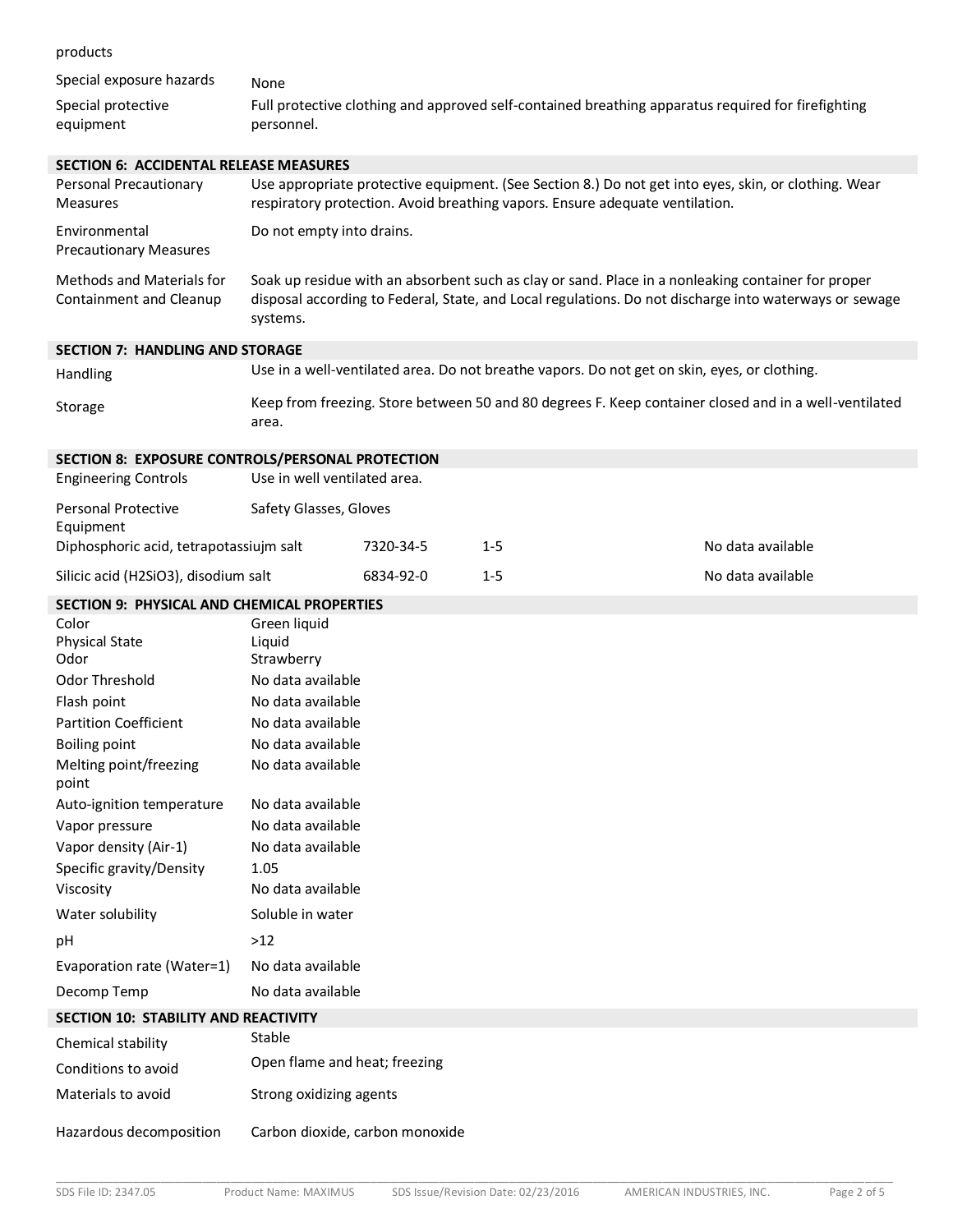| | |
|---|---|
| products | |
| Special exposure hazards | None |
| Special protective equipment | Full protective clothing and approved self-contained breathing apparatus required for firefighting personnel. |

## SECTION 6: ACCIDENTAL RELEASE MEASURES

| | |
|---|---|
| Personal Precautionary Measures | Use appropriate protective equipment. (See Section 8.) Do not get into eyes, skin, or clothing. Wear respiratory protection. Avoid breathing vapors. Ensure adequate ventilation. |
| Environmental Precautionary Measures | Do not empty into drains. |
| Methods and Materials for Containment and Cleanup | Soak up residue with an absorbent such as clay or sand. Place in a nonleaking container for proper disposal according to Federal, State, and Local regulations. Do not discharge into waterways or sewage systems. |

## SECTION 7: HANDLING AND STORAGE

| | |
|---|---|
| Handling | Use in a well-ventilated area. Do not breathe vapors. Do not get on skin, eyes, or clothing. |
| Storage | Keep from freezing. Store between 50 and 80 degrees F. Keep container closed and in a well-ventilated area. |

## SECTION 8: EXPOSURE CONTROLS/PERSONAL PROTECTION

| | |
|---|---|
| Engineering Controls | Use in well ventilated area. |
| Personal Protective Equipment | Safety Glasses, Gloves |

| | | | |
|---|---|---|---|
| Diphosphoric acid, tetrapotassiujm salt | 7320-34-5 | 1-5 | No data available |
| Silicic acid ($H_2SiO_3$), disodium salt | 6834-92-0 | 1-5 | No data available |

## SECTION 9: PHYSICAL AND CHEMICAL PROPERTIES

| | |
|---|---|
| Color | Green liquid |
| Physical State | Liquid |
| Odor | Strawberry |
| Odor Threshold | No data available |
| Flash point | No data available |
| Partition Coefficient | No data available |
| Boiling point | No data available |
| Melting point/freezing point | No data available |
| Auto-ignition temperature | No data available |
| Vapor pressure | No data available |
| Vapor density (Air-1) | No data available |
| Specific gravity/Density | 1.05 |
| Viscosity | No data available |
| Water solubility | Soluble in water |
| pH | >12 |
| Evaporation rate (Water=1) | No data available |
| Decomp Temp | No data available |

## SECTION 10: STABILITY AND REACTIVITY

| | |
|---|---|
| Chemical stability | Stable |
| Conditions to avoid | Open flame and heat; freezing |
| Materials to avoid | Strong oxidizing agents |
| Hazardous decomposition | Carbon dioxide, carbon monoxide |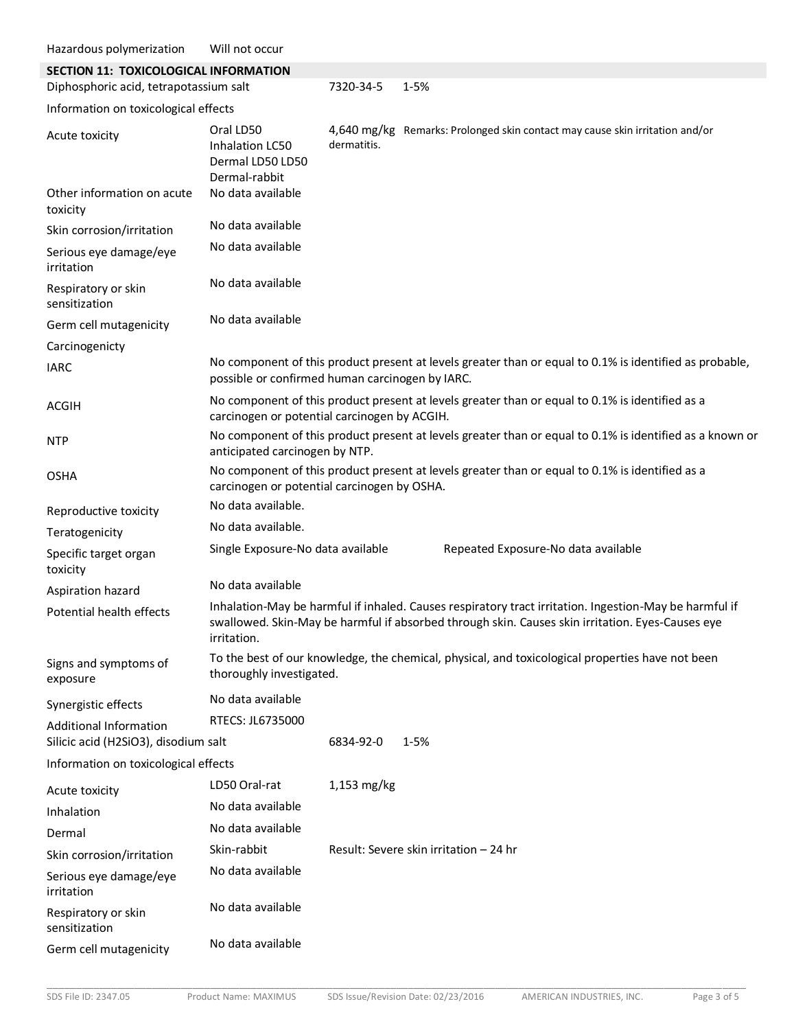| Hazardous polymerization | Will not occur |
|---|---|

## SECTION 11: TOXICOLOGICAL INFORMATION

| Diphosphoric acid, tetrapotassium salt | | 7320-34-5 | 1-5% |
|---|---|---|---|

Information on toxicological effects

| | | | |
|---|---|---|---|
| Acute toxicity | Oral LD50<br>Inhalation LC50<br>Dermal LD50 LD50<br>Dermal-rabbit | 4,640 mg/kg<br>dermatitis. | Remarks: Prolonged skin contact may cause skin irritation and/or |
| Other information on acute toxicity | No data available | | |
| Skin corrosion/irritation | No data available | | |
| Serious eye damage/eye irritation | No data available | | |
| Respiratory or skin sensitization | No data available | | |
| Germ cell mutagenicity | No data available | | |
| Carcinogenicty | | | |
| IARC | No component of this product present at levels greater than or equal to 0.1% is identified as probable, possible or confirmed human carcinogen by IARC. | | |
| ACGIH | No component of this product present at levels greater than or equal to 0.1% is identified as a carcinogen or potential carcinogen by ACGIH. | | |
| NTP | No component of this product present at levels greater than or equal to 0.1% is identified as a known or anticipated carcinogen by NTP. | | |
| OSHA | No component of this product present at levels greater than or equal to 0.1% is identified as a carcinogen or potential carcinogen by OSHA. | | |
| Reproductive toxicity | No data available. | | |
| Teratogenicity | No data available. | | |
| Specific target organ toxicity | Single Exposure-No data available | | Repeated Exposure-No data available |
| Aspiration hazard | No data available | | |
| Potential health effects | Inhalation-May be harmful if inhaled. Causes respiratory tract irritation. Ingestion-May be harmful if swallowed. Skin-May be harmful if absorbed through skin. Causes skin irritation. Eyes-Causes eye irritation. | | |
| Signs and symptoms of exposure | To the best of our knowledge, the chemical, physical, and toxicological properties have not been thoroughly investigated. | | |
| Synergistic effects | No data available | | |
| Additional Information | RTECS: JL6735000 | | |

| Silicic acid ($H_2SiO_3$), disodium salt | | 6834-92-0 | 1-5% |
|---|---|---|---|

Information on toxicological effects

| | | |
|---|---|---|
| Acute toxicity | LD50 Oral-rat | 1,153 mg/kg |
| Inhalation | No data available | |
| Dermal | No data available | |
| Skin corrosion/irritation | Skin-rabbit | Result: Severe skin irritation – 24 hr |
| Serious eye damage/eye irritation | No data available | |
| Respiratory or skin sensitization | No data available | |
| Germ cell mutagenicity | No data available | |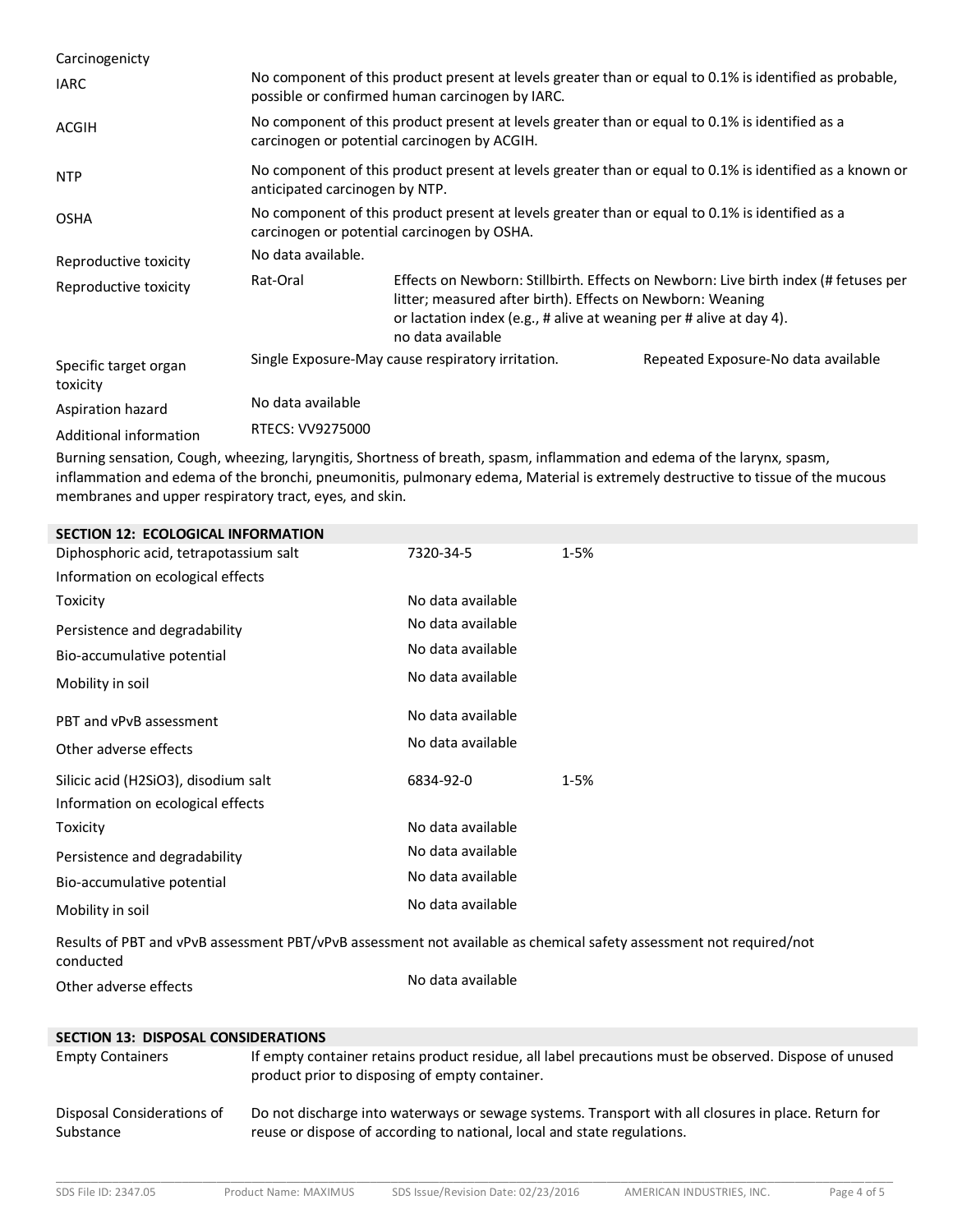| | | |
|---|---|---|
| Carcinogenicty | | |
| IARC | No component of this product present at levels greater than or equal to 0.1% is identified as probable, possible or confirmed human carcinogen by IARC. | |
| ACGIH | No component of this product present at levels greater than or equal to 0.1% is identified as a carcinogen or potential carcinogen by ACGIH. | |
| NTP | No component of this product present at levels greater than or equal to 0.1% is identified as a known or anticipated carcinogen by NTP. | |
| OSHA | No component of this product present at levels greater than or equal to 0.1% is identified as a carcinogen or potential carcinogen by OSHA. | |
| Reproductive toxicity | No data available. | |
| Reproductive toxicity | Rat-Oral | Effects on Newborn: Stillbirth. Effects on Newborn: Live birth index (# fetuses per litter; measured after birth). Effects on Newborn: Weaning or lactation index (e.g., # alive at weaning per # alive at day 4). no data available |
| Specific target organ toxicity | Single Exposure-May cause respiratory irritation. | Repeated Exposure-No data available |
| Aspiration hazard | No data available | |
| Additional information | RTECS: VV9275000 | |

Burning sensation, Cough, wheezing, laryngitis, Shortness of breath, spasm, inflammation and edema of the larynx, spasm, inflammation and edema of the bronchi, pneumonitis, pulmonary edema, Material is extremely destructive to tissue of the mucous membranes and upper respiratory tract, eyes, and skin.

## SECTION 12: ECOLOGICAL INFORMATION

| | | |
|---|---|---|
| Diphosphoric acid, tetrapotassium salt | 7320-34-5 | 1-5% |
| Information on ecological effects | | |
| Toxicity | No data available | |
| Persistence and degradability | No data available | |
| Bio-accumulative potential | No data available | |
| Mobility in soil | No data available | |
| PBT and vPvB assessment | No data available | |
| Other adverse effects | No data available | |
| Silicic acid ($H_2SiO_3$), disodium salt | 6834-92-0 | 1-5% |
| Information on ecological effects | | |
| Toxicity | No data available | |
| Persistence and degradability | No data available | |
| Bio-accumulative potential | No data available | |
| Mobility in soil | No data available | |

Results of PBT and vPvB assessment PBT/vPvB assessment not available as chemical safety assessment not required/not conducted

| | |
|---|---|
| Other adverse effects | No data available |

## SECTION 13: DISPOSAL CONSIDERATIONS

| | |
|---|---|
| Empty Containers | If empty container retains product residue, all label precautions must be observed. Dispose of unused product prior to disposing of empty container. |
| Disposal Considerations of Substance | Do not discharge into waterways or sewage systems. Transport with all closures in place. Return for reuse or dispose of according to national, local and state regulations. |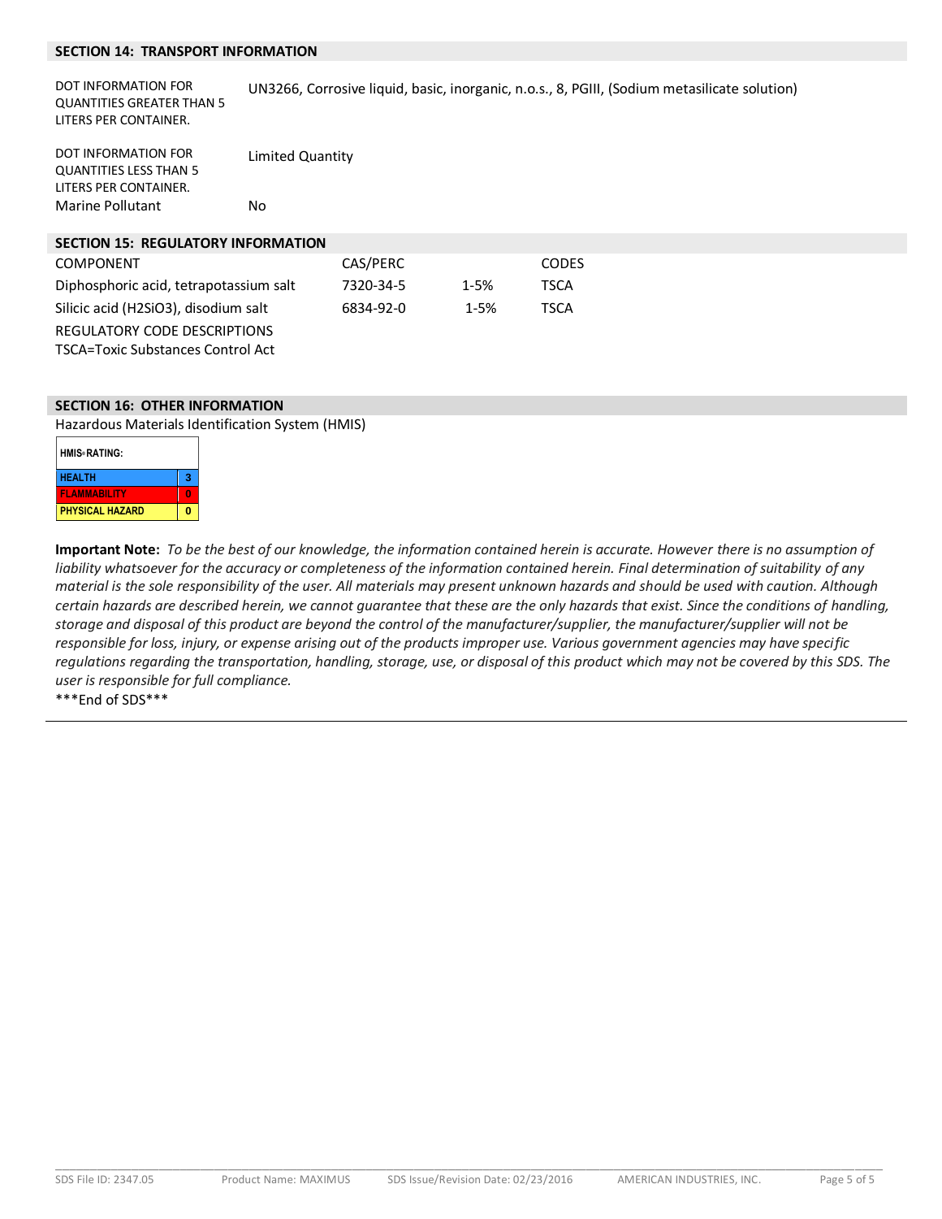## SECTION 14: TRANSPORT INFORMATION

| | |
|---|---|
| DOT INFORMATION FOR QUANTITIES GREATER THAN 5 LITERS PER CONTAINER. | UN3266, Corrosive liquid, basic, inorganic, n.o.s., 8, PGIII, (Sodium metasilicate solution) |
| DOT INFORMATION FOR QUANTITIES LESS THAN 5 LITERS PER CONTAINER. | Limited Quantity |
| Marine Pollutant | No |

## SECTION 15: REGULATORY INFORMATION

| COMPONENT | CAS/PERC | | CODES |
|---|---|---|---|
| Diphosphoric acid, tetrapotassium salt | 7320-34-5 | 1-5% | TSCA |
| Silicic acid (H2SiO3), disodium salt | 6834-92-0 | 1-5% | TSCA |

REGULATORY CODE DESCRIPTIONS
TSCA=Toxic Substances Control Act

## SECTION 16: OTHER INFORMATION

Hazardous Materials Identification System (HMIS)

| HMIS® RATING: | |
|---|---|
| HEALTH | 3 |
| FLAMMABILITY | 0 |
| PHYSICAL HAZARD | 0 |

**Important Note:** *To be the best of our knowledge, the information contained herein is accurate. However there is no assumption of liability whatsoever for the accuracy or completeness of the information contained herein. Final determination of suitability of any material is the sole responsibility of the user. All materials may present unknown hazards and should be used with caution. Although certain hazards are described herein, we cannot guarantee that these are the only hazards that exist. Since the conditions of handling, storage and disposal of this product are beyond the control of the manufacturer/supplier, the manufacturer/supplier will not be responsible for loss, injury, or expense arising out of the products improper use. Various government agencies may have specific regulations regarding the transportation, handling, storage, use, or disposal of this product which may not be covered by this SDS. The user is responsible for full compliance.*

***End of SDS***